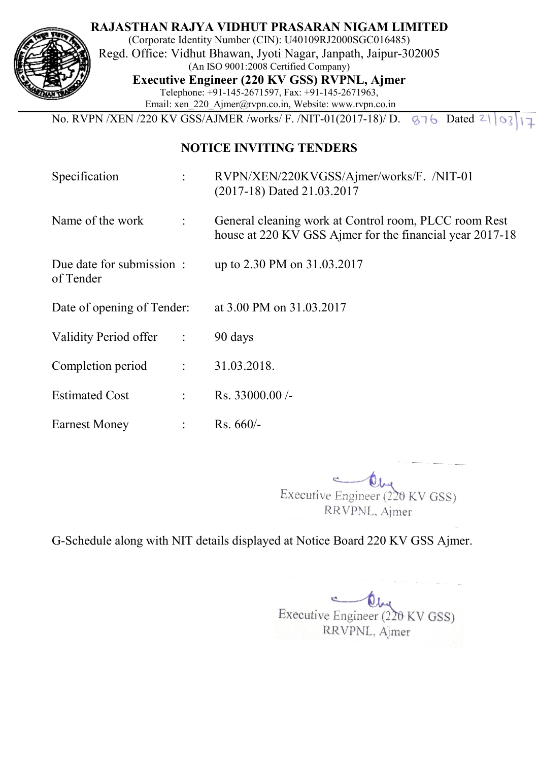**RAJASTHAN RAJYA VIDHUT PRASARAN NIGAM LIMITED**

(Corporate Identity Number (CIN): U40109RJ2000SGC016485)

Regd. Office: Vidhut Bhawan, Jyoti Nagar, Janpath, Jaipur-302005

(An ISO 9001:2008 Certified Company)

**Executive Engineer (220 KV GSS) RVPNL, Ajmer**

Telephone: +91-145-2671597, Fax: +91-145-2671963,

Email: xen_220_Ajmer@rvpn.co.in, Website: www.rvpn.co.in

No. RVPN /XEN /220 KV GSS/AJMER /works/ F. /NIT-01(2017-18)/ D. 876 Dated 21/03/17

## NOTICE INVITING TENDERS

| | | |
|---|---|---|
| Specification | : | RVPN/XEN/220KVGSS/Ajmer/works/F. /NIT-01 (2017-18) Dated 21.03.2017 |
| Name of the work | : | General cleaning work at Control room, PLCC room Rest house at 220 KV GSS Ajmer for the financial year 2017-18 |
| Due date for submission of Tender | : | up to 2.30 PM on 31.03.2017 |
| Date of opening of Tender: | | at 3.00 PM on 31.03.2017 |
| Validity Period offer | : | 90 days |
| Completion period | : | 31.03.2018. |
| Estimated Cost | : | Rs. 33000.00 /- |
| Earnest Money | : | Rs. 660/- |

Executive Engineer (220 KV GSS)
RRVPNL, Ajmer

G-Schedule along with NIT details displayed at Notice Board 220 KV GSS Ajmer.

Executive Engineer (220 KV GSS)
RRVPNL, Ajmer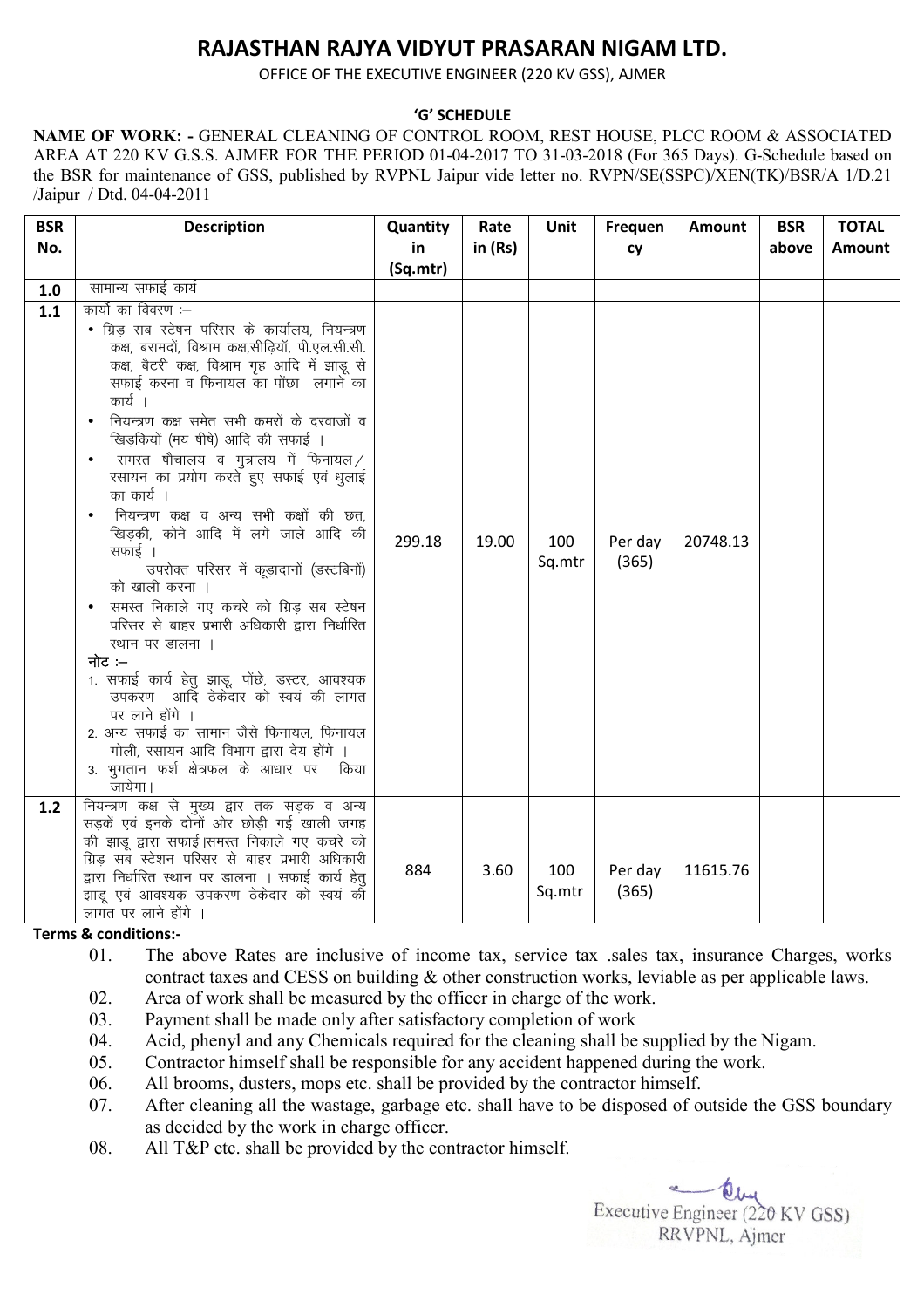# RAJASTHAN RAJYA VIDYUT PRASARAN NIGAM LTD.

OFFICE OF THE EXECUTIVE ENGINEER (220 KV GSS), AJMER

### 'G' SCHEDULE

**NAME OF WORK: -** GENERAL CLEANING OF CONTROL ROOM, REST HOUSE, PLCC ROOM & ASSOCIATED AREA AT 220 KV G.S.S. AJMER FOR THE PERIOD 01-04-2017 TO 31-03-2018 (For 365 Days). G-Schedule based on the BSR for maintenance of GSS, published by RVPNL Jaipur vide letter no. RVPN/SE(SSPC)/XEN(TK)/BSR/A 1/D.21 /Jaipur / Dtd. 04-04-2011

| BSR No. | Description | Quantity in (Sq.mtr) | Rate in (Rs) | Unit | Frequency | Amount | BSR above | TOTAL Amount |
|---|---|---|---|---|---|---|---|---|
| 1.0 | सामान्य सफाई कार्य | | | | | | | |
| 1.1 | कार्यो का विवरण :— <br>• ग्रिड़ सब स्टेषन परिसर के कार्यालय, नियन्त्रण कक्ष, बरामदों, विश्राम कक्ष,सीढ़ियॉ, पी.एल.सी.सी. कक्ष, बैटरी कक्ष, विश्राम गृह आदि में झाडू से सफाई करना व फिनायल का पोंछा लगाने का कार्य । <br>• नियन्त्रण कक्ष समेत सभी कमरों के दरवाजों व खिड़कियों (मय षीषे) आदि की सफाई । <br>• समस्त षौचालय व मुत्रालय में फिनायल/ रसायन का प्रयोग करते हुए सफाई एवं धुलाई का कार्य । <br>• नियन्त्रण कक्ष व अन्य सभी कक्षों की छत, खिड़की, कोने आदि में लगे जाले आदि की सफाई । <br>उपरोक्त परिसर में कूड़ादानों (डस्टबिनों) को खाली करना । <br>• समस्त निकाले गए कचरे को ग्रिड़ सब स्टेषन परिसर से बाहर प्रभारी अधिकारी द्वारा निर्धारित स्थान पर डालना । <br>**नोट :—** <br>1. सफाई कार्य हेतु झाडू, पोंछे, डस्टर, आवश्यक उपकरण आदि ठेकेदार को स्वयं की लागत पर लाने होंगे । <br>2. अन्य सफाई का सामान जैसे फिनायल, फिनायल गोली, रसायन आदि विभाग द्वारा देय होंगे । <br>3. भुगतान फर्श क्षेत्रफल के आधार पर किया जायेगा। | 299.18 | 19.00 | 100 Sq.mtr | Per day (365) | 20748.13 | | |
| 1.2 | नियन्त्रण कक्ष से मुख्य द्वार तक सड़क व अन्य सड़कें एवं इनके दोनों ओर छोड़ी गई खाली जगह की झाडू द्वारा सफाई।समस्त निकाले गए कचरे को ग्रिड़ सब स्टेशन परिसर से बाहर प्रभारी अधिकारी द्वारा निर्धारित स्थान पर डालना । सफाई कार्य हेतु झाडू एवं आवश्यक उपकरण ठेकेदार को स्वयं की लागत पर लाने होंगे । | 884 | 3.60 | 100 Sq.mtr | Per day (365) | 11615.76 | | |

**Terms & conditions:-**

01. The above Rates are inclusive of income tax, service tax .sales tax, insurance Charges, works contract taxes and CESS on building & other construction works, leviable as per applicable laws.
02. Area of work shall be measured by the officer in charge of the work.
03. Payment shall be made only after satisfactory completion of work
04. Acid, phenyl and any Chemicals required for the cleaning shall be supplied by the Nigam.
05. Contractor himself shall be responsible for any accident happened during the work.
06. All brooms, dusters, mops etc. shall be provided by the contractor himself.
07. After cleaning all the wastage, garbage etc. shall have to be disposed of outside the GSS boundary as decided by the work in charge officer.
08. All T&P etc. shall be provided by the contractor himself.

Executive Engineer (220 KV GSS)
RRVPNL, Ajmer